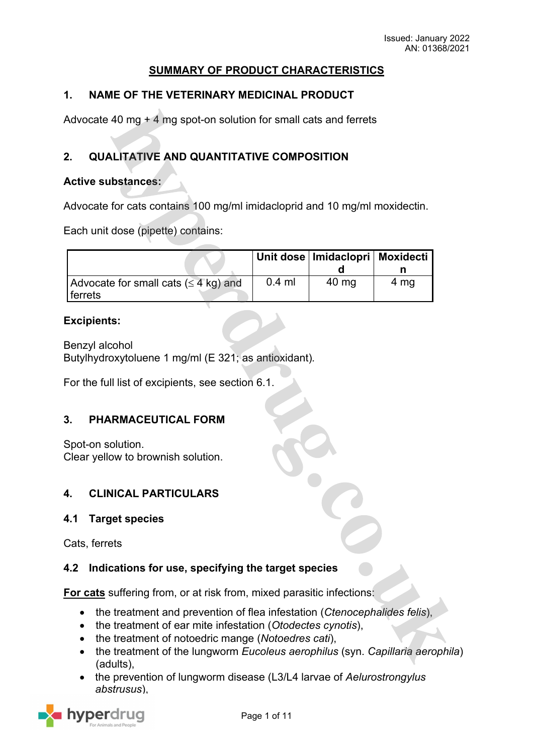Issued: January 2022
AN: 01368/2021

# SUMMARY OF PRODUCT CHARACTERISTICS

## 1. NAME OF THE VETERINARY MEDICINAL PRODUCT

Advocate 40 mg + 4 mg spot-on solution for small cats and ferrets

## 2. QUALITATIVE AND QUANTITATIVE COMPOSITION

**Active substances:**

Advocate for cats contains 100 mg/ml imidacloprid and 10 mg/ml moxidectin.

Each unit dose (pipette) contains:

| | Unit dose | Imidacloprid | Moxidectin |
|---|---|---|---|
| Advocate for small cats (≤ 4 kg) and ferrets | 0.4 ml | 40 mg | 4 mg |

**Excipients:**

Benzyl alcohol
Butylhydroxytoluene 1 mg/ml (E 321; as antioxidant).

For the full list of excipients, see section 6.1.

## 3. PHARMACEUTICAL FORM

Spot-on solution.
Clear yellow to brownish solution.

## 4. CLINICAL PARTICULARS

### 4.1 Target species

Cats, ferrets

### 4.2 Indications for use, specifying the target species

**For cats** suffering from, or at risk from, mixed parasitic infections:

- the treatment and prevention of flea infestation (*Ctenocephalides felis*),
- the treatment of ear mite infestation (*Otodectes cynotis*),
- the treatment of notoedric mange (*Notoedres cati*),
- the treatment of the lungworm *Eucoleus aerophilus* (syn. *Capillaria aerophila*) (adults),
- the prevention of lungworm disease (L3/L4 larvae of *Aelurostrongylus abstrusus*),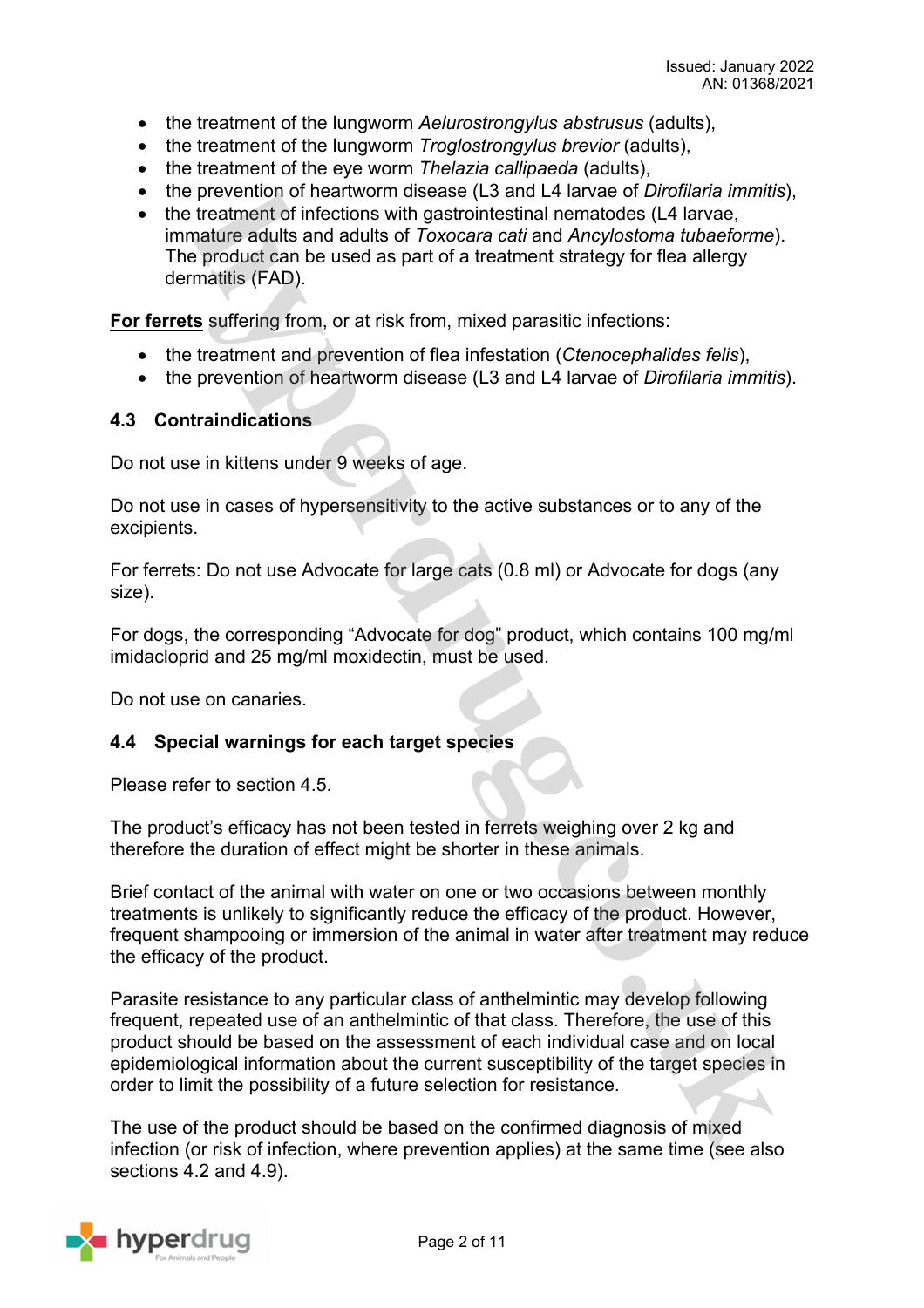- the treatment of the lungworm *Aelurostrongylus abstrusus* (adults),
- the treatment of the lungworm *Troglostrongylus brevior* (adults),
- the treatment of the eye worm *Thelazia callipaeda* (adults),
- the prevention of heartworm disease (L3 and L4 larvae of *Dirofilaria immitis*),
- the treatment of infections with gastrointestinal nematodes (L4 larvae, immature adults and adults of *Toxocara cati* and *Ancylostoma tubaeforme*). The product can be used as part of a treatment strategy for flea allergy dermatitis (FAD).

**For ferrets** suffering from, or at risk from, mixed parasitic infections:

- the treatment and prevention of flea infestation (*Ctenocephalides felis*),
- the prevention of heartworm disease (L3 and L4 larvae of *Dirofilaria immitis*).

### 4.3 Contraindications

Do not use in kittens under 9 weeks of age.

Do not use in cases of hypersensitivity to the active substances or to any of the excipients.

For ferrets: Do not use Advocate for large cats (0.8 ml) or Advocate for dogs (any size).

For dogs, the corresponding "Advocate for dog" product, which contains 100 mg/ml imidacloprid and 25 mg/ml moxidectin, must be used.

Do not use on canaries.

### 4.4 Special warnings for each target species

Please refer to section 4.5.

The product's efficacy has not been tested in ferrets weighing over 2 kg and therefore the duration of effect might be shorter in these animals.

Brief contact of the animal with water on one or two occasions between monthly treatments is unlikely to significantly reduce the efficacy of the product. However, frequent shampooing or immersion of the animal in water after treatment may reduce the efficacy of the product.

Parasite resistance to any particular class of anthelmintic may develop following frequent, repeated use of an anthelmintic of that class. Therefore, the use of this product should be based on the assessment of each individual case and on local epidemiological information about the current susceptibility of the target species in order to limit the possibility of a future selection for resistance.

The use of the product should be based on the confirmed diagnosis of mixed infection (or risk of infection, where prevention applies) at the same time (see also sections 4.2 and 4.9).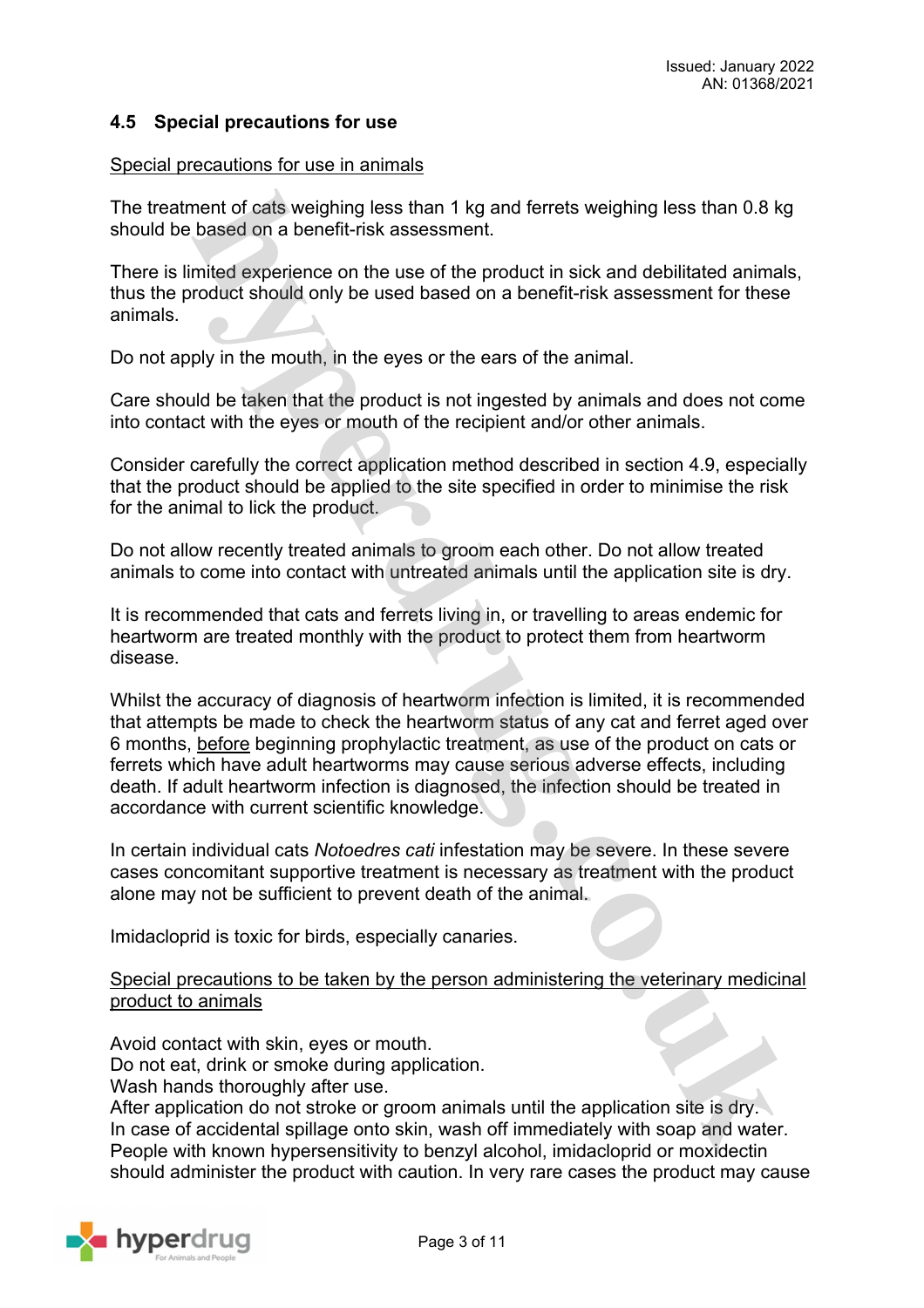## 4.5 Special precautions for use

Special precautions for use in animals

The treatment of cats weighing less than 1 kg and ferrets weighing less than 0.8 kg should be based on a benefit-risk assessment.

There is limited experience on the use of the product in sick and debilitated animals, thus the product should only be used based on a benefit-risk assessment for these animals.

Do not apply in the mouth, in the eyes or the ears of the animal.

Care should be taken that the product is not ingested by animals and does not come into contact with the eyes or mouth of the recipient and/or other animals.

Consider carefully the correct application method described in section 4.9, especially that the product should be applied to the site specified in order to minimise the risk for the animal to lick the product.

Do not allow recently treated animals to groom each other. Do not allow treated animals to come into contact with untreated animals until the application site is dry.

It is recommended that cats and ferrets living in, or travelling to areas endemic for heartworm are treated monthly with the product to protect them from heartworm disease.

Whilst the accuracy of diagnosis of heartworm infection is limited, it is recommended that attempts be made to check the heartworm status of any cat and ferret aged over 6 months, before beginning prophylactic treatment, as use of the product on cats or ferrets which have adult heartworms may cause serious adverse effects, including death. If adult heartworm infection is diagnosed, the infection should be treated in accordance with current scientific knowledge.

In certain individual cats *Notoedres cati* infestation may be severe. In these severe cases concomitant supportive treatment is necessary as treatment with the product alone may not be sufficient to prevent death of the animal.

Imidacloprid is toxic for birds, especially canaries.

Special precautions to be taken by the person administering the veterinary medicinal product to animals

Avoid contact with skin, eyes or mouth.
Do not eat, drink or smoke during application.
Wash hands thoroughly after use.
After application do not stroke or groom animals until the application site is dry.
In case of accidental spillage onto skin, wash off immediately with soap and water.
People with known hypersensitivity to benzyl alcohol, imidacloprid or moxidectin should administer the product with caution. In very rare cases the product may cause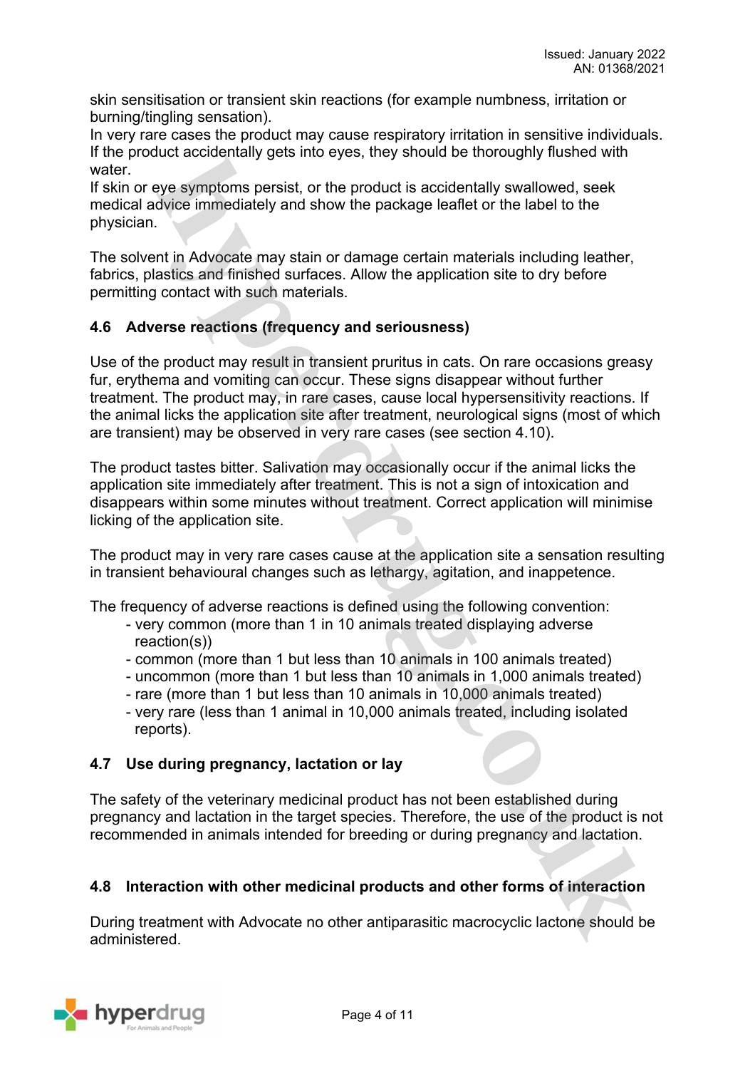skin sensitisation or transient skin reactions (for example numbness, irritation or burning/tingling sensation).
In very rare cases the product may cause respiratory irritation in sensitive individuals.
If the product accidentally gets into eyes, they should be thoroughly flushed with water.
If skin or eye symptoms persist, or the product is accidentally swallowed, seek medical advice immediately and show the package leaflet or the label to the physician.

The solvent in Advocate may stain or damage certain materials including leather, fabrics, plastics and finished surfaces. Allow the application site to dry before permitting contact with such materials.

## 4.6 Adverse reactions (frequency and seriousness)

Use of the product may result in transient pruritus in cats. On rare occasions greasy fur, erythema and vomiting can occur. These signs disappear without further treatment. The product may, in rare cases, cause local hypersensitivity reactions. If the animal licks the application site after treatment, neurological signs (most of which are transient) may be observed in very rare cases (see section 4.10).

The product tastes bitter. Salivation may occasionally occur if the animal licks the application site immediately after treatment. This is not a sign of intoxication and disappears within some minutes without treatment. Correct application will minimise licking of the application site.

The product may in very rare cases cause at the application site a sensation resulting in transient behavioural changes such as lethargy, agitation, and inappetence.

The frequency of adverse reactions is defined using the following convention:

- very common (more than 1 in 10 animals treated displaying adverse reaction(s))
- common (more than 1 but less than 10 animals in 100 animals treated)
- uncommon (more than 1 but less than 10 animals in 1,000 animals treated)
- rare (more than 1 but less than 10 animals in 10,000 animals treated)
- very rare (less than 1 animal in 10,000 animals treated, including isolated reports).

## 4.7 Use during pregnancy, lactation or lay

The safety of the veterinary medicinal product has not been established during pregnancy and lactation in the target species. Therefore, the use of the product is not recommended in animals intended for breeding or during pregnancy and lactation.

## 4.8 Interaction with other medicinal products and other forms of interaction

During treatment with Advocate no other antiparasitic macrocyclic lactone should be administered.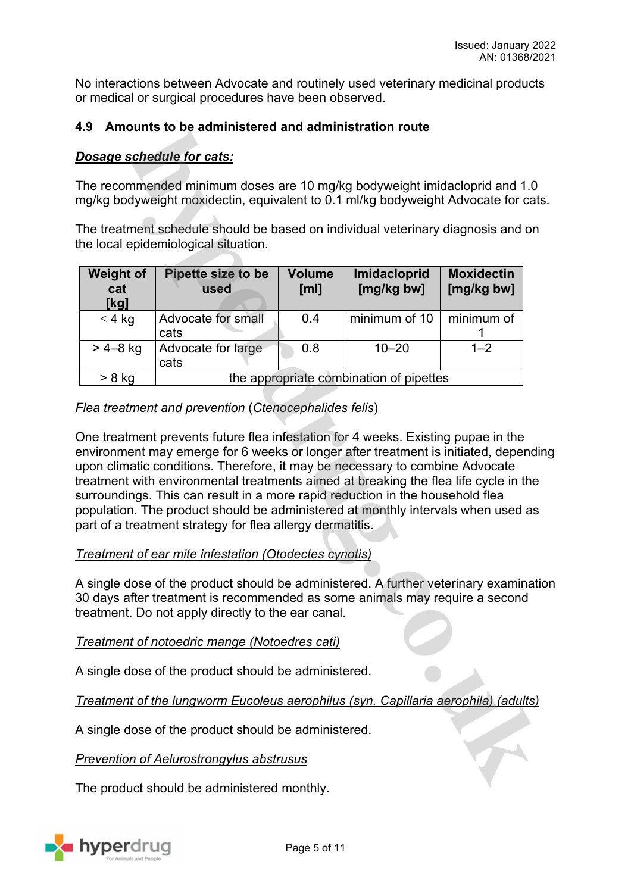No interactions between Advocate and routinely used veterinary medicinal products or medical or surgical procedures have been observed.

### 4.9 Amounts to be administered and administration route

***Dosage schedule for cats:***

The recommended minimum doses are 10 mg/kg bodyweight imidacloprid and 1.0 mg/kg bodyweight moxidectin, equivalent to 0.1 ml/kg bodyweight Advocate for cats.

The treatment schedule should be based on individual veterinary diagnosis and on the local epidemiological situation.

| Weight of cat [kg] | Pipette size to be used | Volume [ml] | Imidacloprid [mg/kg bw] | Moxidectin [mg/kg bw] |
|---|---|---|---|---|
| ≤ 4 kg | Advocate for small cats | 0.4 | minimum of 10 | minimum of 1 |
| > 4–8 kg | Advocate for large cats | 0.8 | 10–20 | 1–2 |
| > 8 kg | the appropriate combination of pipettes | | | |

*Flea treatment and prevention (Ctenocephalides felis)*

One treatment prevents future flea infestation for 4 weeks. Existing pupae in the environment may emerge for 6 weeks or longer after treatment is initiated, depending upon climatic conditions. Therefore, it may be necessary to combine Advocate treatment with environmental treatments aimed at breaking the flea life cycle in the surroundings. This can result in a more rapid reduction in the household flea population. The product should be administered at monthly intervals when used as part of a treatment strategy for flea allergy dermatitis.

*Treatment of ear mite infestation (Otodectes cynotis)*

A single dose of the product should be administered. A further veterinary examination 30 days after treatment is recommended as some animals may require a second treatment. Do not apply directly to the ear canal.

*Treatment of notoedric mange (Notoedres cati)*

A single dose of the product should be administered.

*Treatment of the lungworm Eucoleus aerophilus (syn. Capillaria aerophila) (adults)*

A single dose of the product should be administered.

*Prevention of Aelurostrongylus abstrusus*

The product should be administered monthly.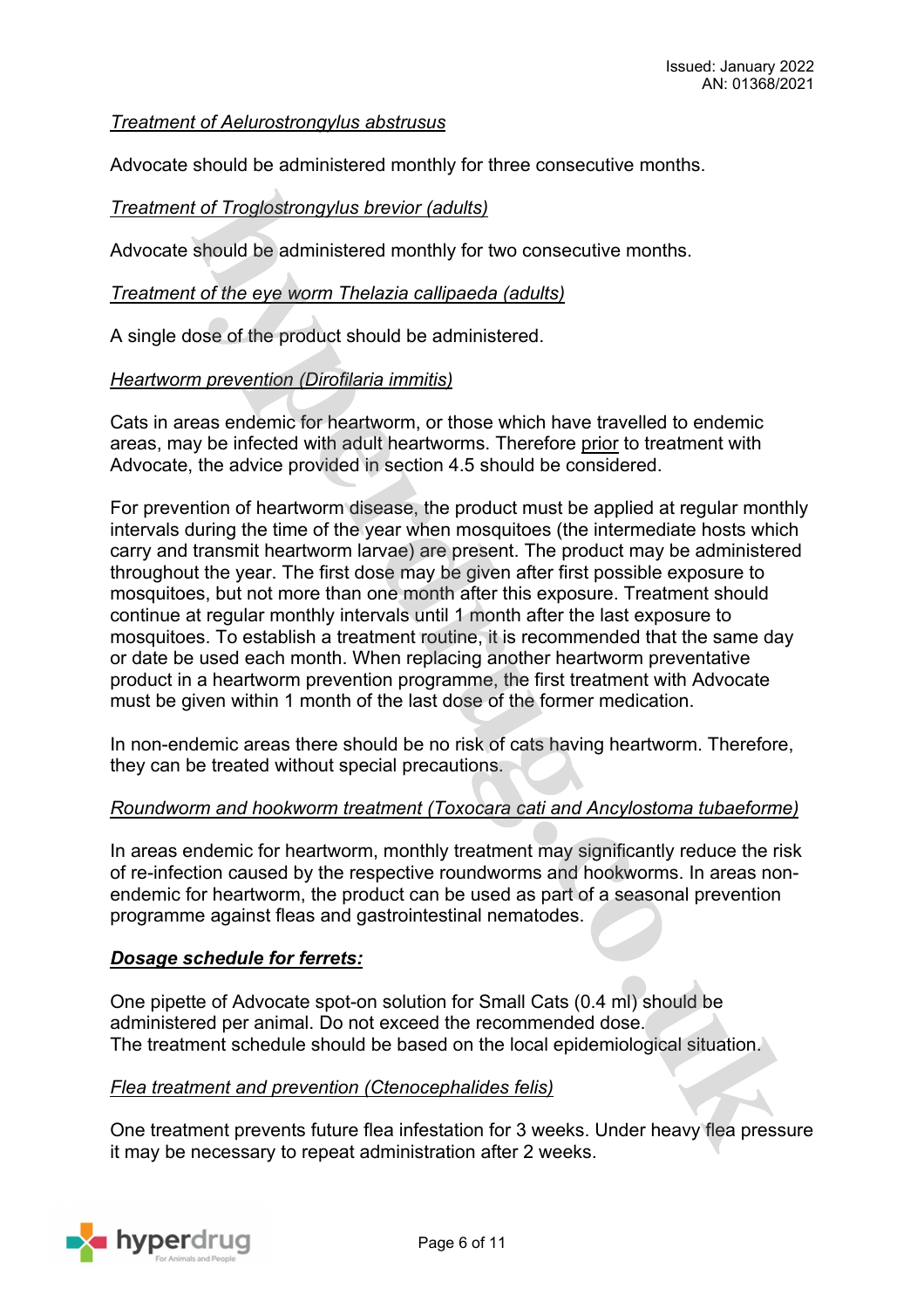*Treatment of Aelurostrongylus abstrusus*

Advocate should be administered monthly for three consecutive months.

*Treatment of Troglostrongylus brevior (adults)*

Advocate should be administered monthly for two consecutive months.

*Treatment of the eye worm Thelazia callipaeda (adults)*

A single dose of the product should be administered.

*Heartworm prevention (Dirofilaria immitis)*

Cats in areas endemic for heartworm, or those which have travelled to endemic areas, may be infected with adult heartworms. Therefore prior to treatment with Advocate, the advice provided in section 4.5 should be considered.

For prevention of heartworm disease, the product must be applied at regular monthly intervals during the time of the year when mosquitoes (the intermediate hosts which carry and transmit heartworm larvae) are present. The product may be administered throughout the year. The first dose may be given after first possible exposure to mosquitoes, but not more than one month after this exposure. Treatment should continue at regular monthly intervals until 1 month after the last exposure to mosquitoes. To establish a treatment routine, it is recommended that the same day or date be used each month. When replacing another heartworm preventative product in a heartworm prevention programme, the first treatment with Advocate must be given within 1 month of the last dose of the former medication.

In non-endemic areas there should be no risk of cats having heartworm. Therefore, they can be treated without special precautions.

*Roundworm and hookworm treatment (Toxocara cati and Ancylostoma tubaeforme)*

In areas endemic for heartworm, monthly treatment may significantly reduce the risk of re-infection caused by the respective roundworms and hookworms. In areas non-endemic for heartworm, the product can be used as part of a seasonal prevention programme against fleas and gastrointestinal nematodes.

***Dosage schedule for ferrets:***

One pipette of Advocate spot-on solution for Small Cats (0.4 ml) should be administered per animal. Do not exceed the recommended dose.
The treatment schedule should be based on the local epidemiological situation.

*Flea treatment and prevention (Ctenocephalides felis)*

One treatment prevents future flea infestation for 3 weeks. Under heavy flea pressure it may be necessary to repeat administration after 2 weeks.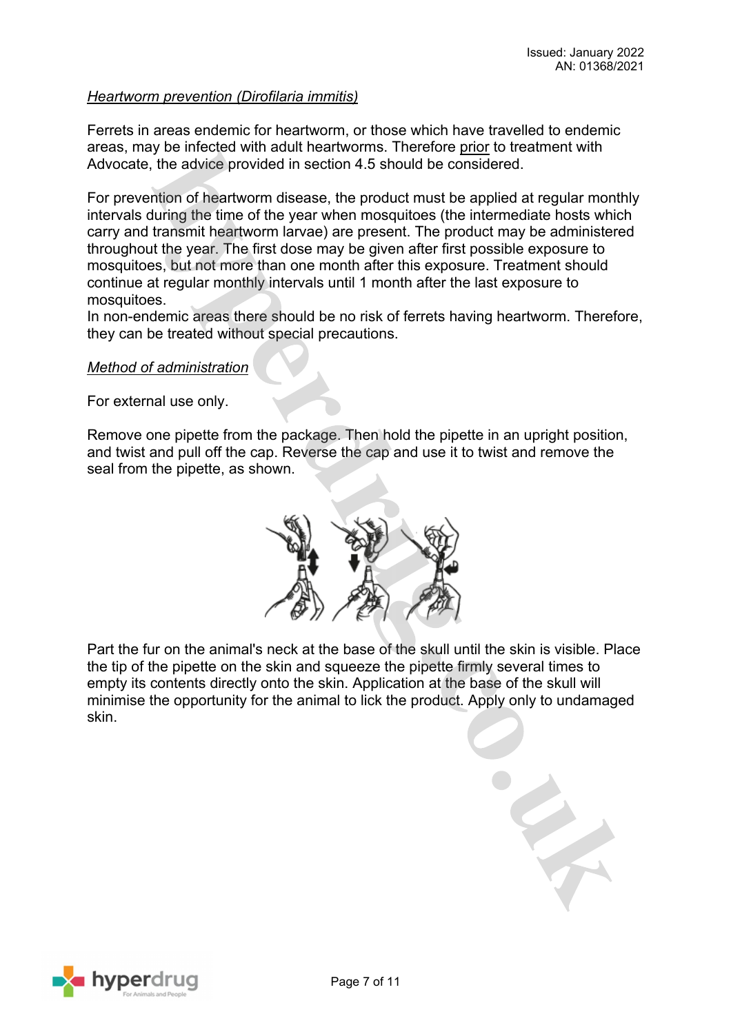*Heartworm prevention (Dirofilaria immitis)*

Ferrets in areas endemic for heartworm, or those which have travelled to endemic areas, may be infected with adult heartworms. Therefore prior to treatment with Advocate, the advice provided in section 4.5 should be considered.

For prevention of heartworm disease, the product must be applied at regular monthly intervals during the time of the year when mosquitoes (the intermediate hosts which carry and transmit heartworm larvae) are present. The product may be administered throughout the year. The first dose may be given after first possible exposure to mosquitoes, but not more than one month after this exposure. Treatment should continue at regular monthly intervals until 1 month after the last exposure to mosquitoes.
In non-endemic areas there should be no risk of ferrets having heartworm. Therefore, they can be treated without special precautions.

*Method of administration*

For external use only.

Remove one pipette from the package. Then hold the pipette in an upright position, and twist and pull off the cap. Reverse the cap and use it to twist and remove the seal from the pipette, as shown.

Part the fur on the animal's neck at the base of the skull until the skin is visible. Place the tip of the pipette on the skin and squeeze the pipette firmly several times to empty its contents directly onto the skin. Application at the base of the skull will minimise the opportunity for the animal to lick the product. Apply only to undamaged skin.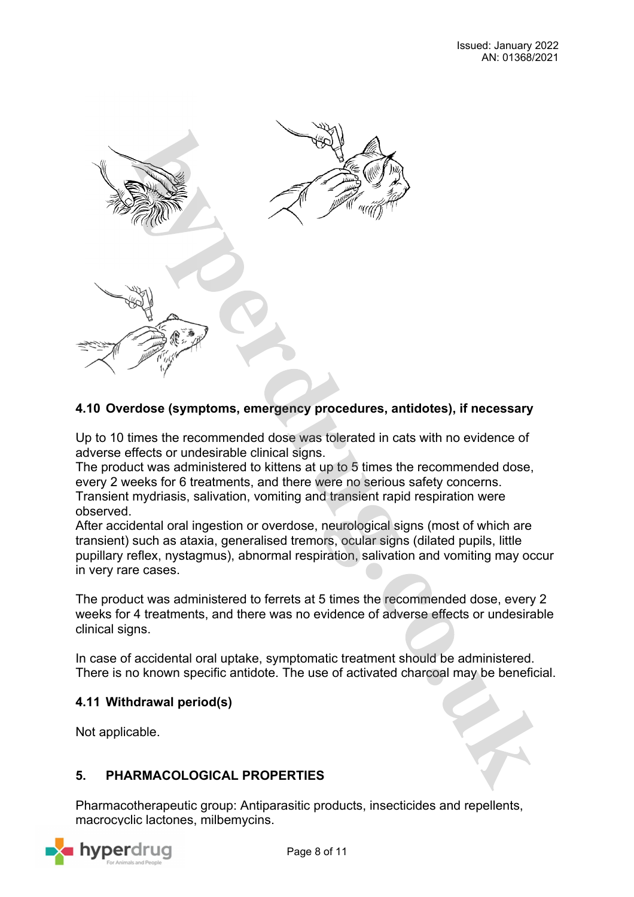## 4.10 Overdose (symptoms, emergency procedures, antidotes), if necessary

Up to 10 times the recommended dose was tolerated in cats with no evidence of adverse effects or undesirable clinical signs.
The product was administered to kittens at up to 5 times the recommended dose, every 2 weeks for 6 treatments, and there were no serious safety concerns. Transient mydriasis, salivation, vomiting and transient rapid respiration were observed.
After accidental oral ingestion or overdose, neurological signs (most of which are transient) such as ataxia, generalised tremors, ocular signs (dilated pupils, little pupillary reflex, nystagmus), abnormal respiration, salivation and vomiting may occur in very rare cases.

The product was administered to ferrets at 5 times the recommended dose, every 2 weeks for 4 treatments, and there was no evidence of adverse effects or undesirable clinical signs.

In case of accidental oral uptake, symptomatic treatment should be administered. There is no known specific antidote. The use of activated charcoal may be beneficial.

## 4.11 Withdrawal period(s)

Not applicable.

# 5. PHARMACOLOGICAL PROPERTIES

Pharmacotherapeutic group: Antiparasitic products, insecticides and repellents, macrocyclic lactones, milbemycins.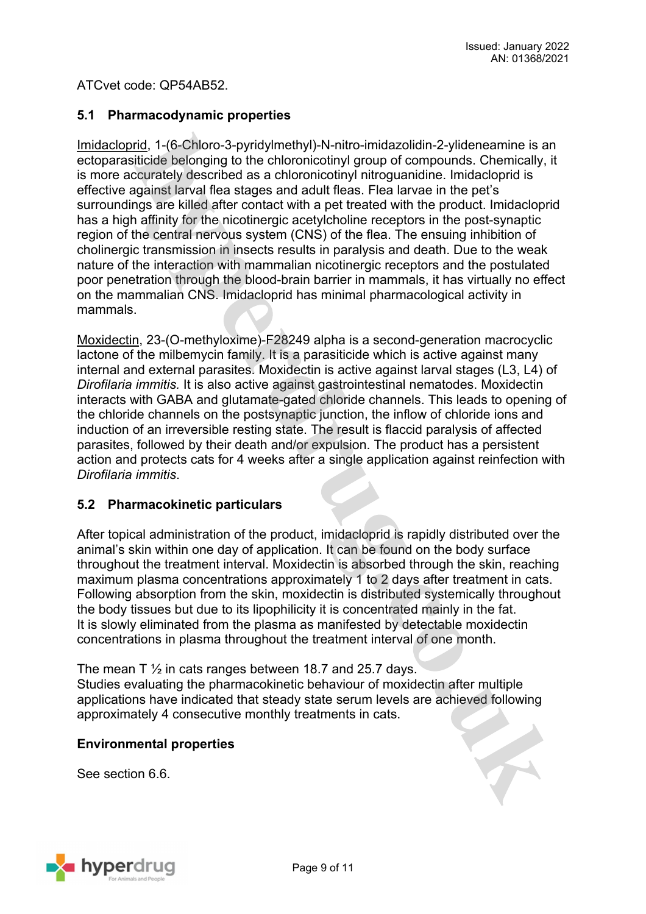ATCvet code: QP54AB52.

## 5.1 Pharmacodynamic properties

Imidacloprid, 1-(6-Chloro-3-pyridylmethyl)-N-nitro-imidazolidin-2-ylideneamine is an ectoparasiticide belonging to the chloronicotinyl group of compounds. Chemically, it is more accurately described as a chloronicotinyl nitroguanidine. Imidacloprid is effective against larval flea stages and adult fleas. Flea larvae in the pet's surroundings are killed after contact with a pet treated with the product. Imidacloprid has a high affinity for the nicotinergic acetylcholine receptors in the post-synaptic region of the central nervous system (CNS) of the flea. The ensuing inhibition of cholinergic transmission in insects results in paralysis and death. Due to the weak nature of the interaction with mammalian nicotinergic receptors and the postulated poor penetration through the blood-brain barrier in mammals, it has virtually no effect on the mammalian CNS. Imidacloprid has minimal pharmacological activity in mammals.

Moxidectin, 23-(O-methyloxime)-F28249 alpha is a second-generation macrocyclic lactone of the milbemycin family. It is a parasiticide which is active against many internal and external parasites. Moxidectin is active against larval stages (L3, L4) of *Dirofilaria immitis.* It is also active against gastrointestinal nematodes. Moxidectin interacts with GABA and glutamate-gated chloride channels. This leads to opening of the chloride channels on the postsynaptic junction, the inflow of chloride ions and induction of an irreversible resting state. The result is flaccid paralysis of affected parasites, followed by their death and/or expulsion. The product has a persistent action and protects cats for 4 weeks after a single application against reinfection with *Dirofilaria immitis*.

## 5.2 Pharmacokinetic particulars

After topical administration of the product, imidacloprid is rapidly distributed over the animal's skin within one day of application. It can be found on the body surface throughout the treatment interval. Moxidectin is absorbed through the skin, reaching maximum plasma concentrations approximately 1 to 2 days after treatment in cats. Following absorption from the skin, moxidectin is distributed systemically throughout the body tissues but due to its lipophilicity it is concentrated mainly in the fat. It is slowly eliminated from the plasma as manifested by detectable moxidectin concentrations in plasma throughout the treatment interval of one month.

The mean T ½ in cats ranges between 18.7 and 25.7 days.
Studies evaluating the pharmacokinetic behaviour of moxidectin after multiple applications have indicated that steady state serum levels are achieved following approximately 4 consecutive monthly treatments in cats.

## Environmental properties

See section 6.6.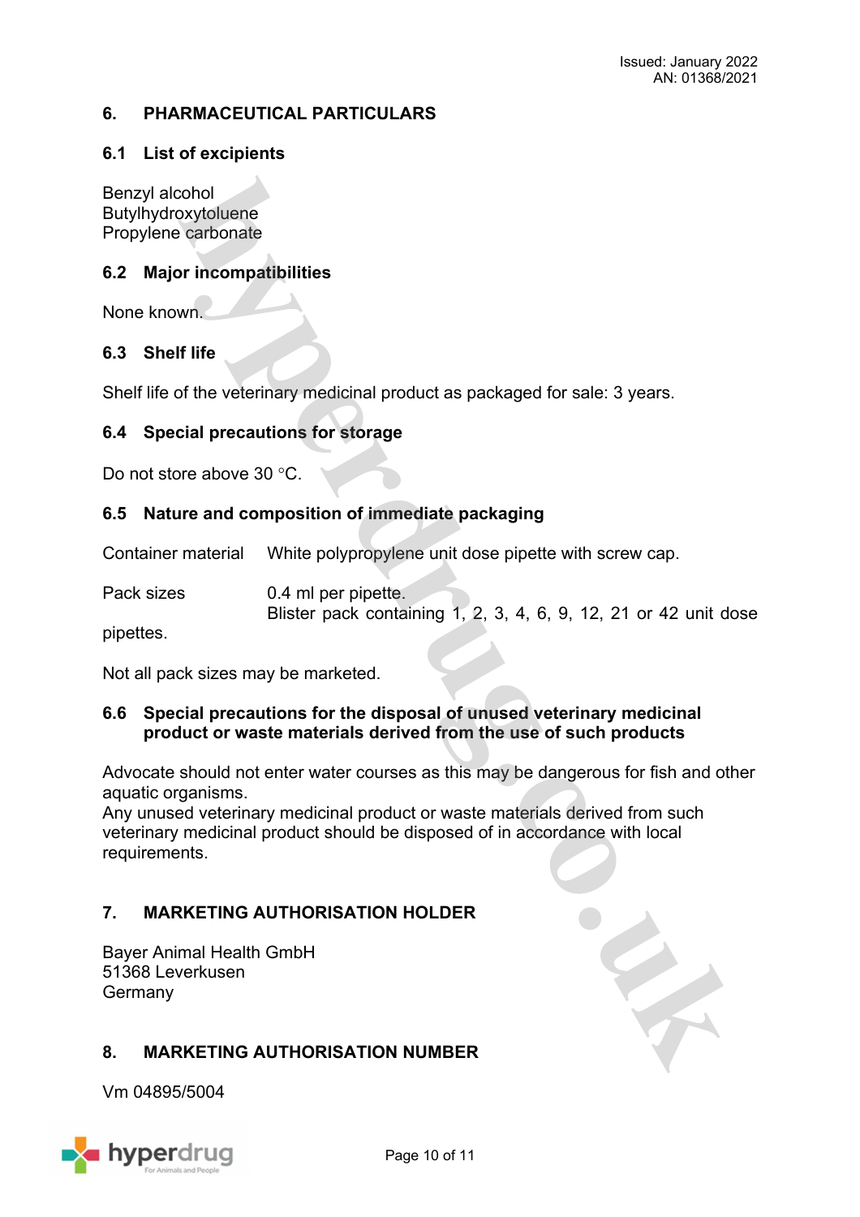## 6. PHARMACEUTICAL PARTICULARS

### 6.1 List of excipients

Benzyl alcohol
Butylhydroxytoluene
Propylene carbonate

### 6.2 Major incompatibilities

None known.

### 6.3 Shelf life

Shelf life of the veterinary medicinal product as packaged for sale: 3 years.

### 6.4 Special precautions for storage

Do not store above 30 °C.

### 6.5 Nature and composition of immediate packaging

| | |
|---|---|
| Container material | White polypropylene unit dose pipette with screw cap. |
| Pack sizes | 0.4 ml per pipette.<br>Blister pack containing 1, 2, 3, 4, 6, 9, 12, 21 or 42 unit dose pipettes. |

Not all pack sizes may be marketed.

### 6.6 Special precautions for the disposal of unused veterinary medicinal product or waste materials derived from the use of such products

Advocate should not enter water courses as this may be dangerous for fish and other aquatic organisms.
Any unused veterinary medicinal product or waste materials derived from such veterinary medicinal product should be disposed of in accordance with local requirements.

## 7. MARKETING AUTHORISATION HOLDER

Bayer Animal Health GmbH
51368 Leverkusen
Germany

## 8. MARKETING AUTHORISATION NUMBER

Vm 04895/5004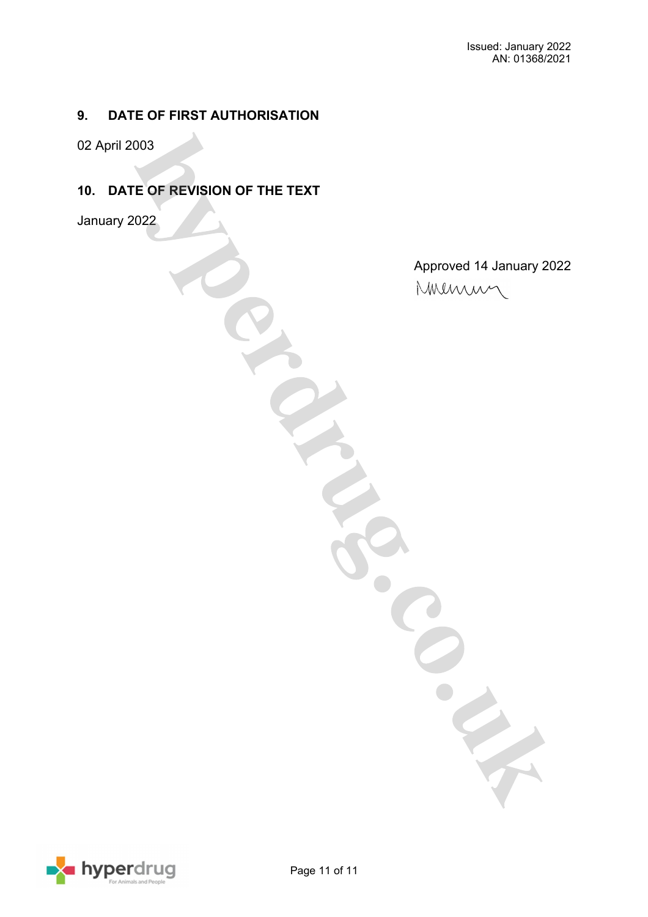## 9. DATE OF FIRST AUTHORISATION

02 April 2003

## 10. DATE OF REVISION OF THE TEXT

January 2022

Approved 14 January 2022